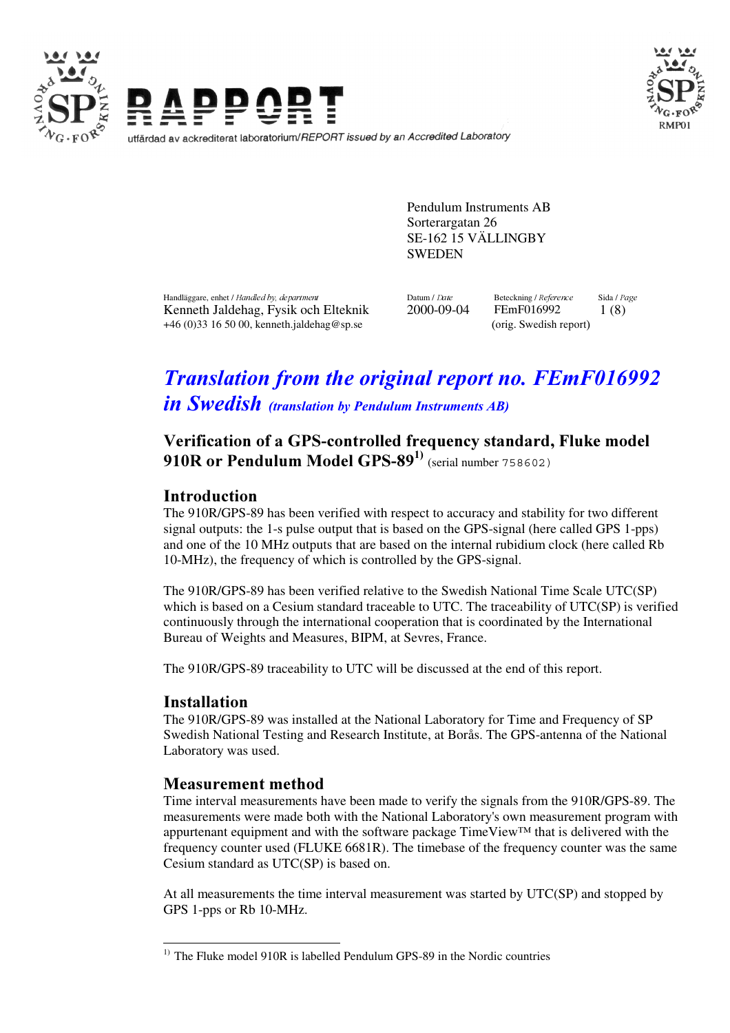# RAPPORT

utfärdad av ackrediterat laboratorium/*REPORT issued by an Accredited Laboratory*

RMP01

Pendulum Instruments AB
Sorterargatan 26
SE-162 15 VÄLLINGBY
SWEDEN

| Handläggare, enhet / *Handled by, department* | Datum / *Date* | Beteckning / *Reference* | Sida / *Page* |
|---|---|---|---|
| Kenneth Jaldehag, Fysik och Elteknik<br>+46 (0)33 16 50 00, kenneth.jaldehag@sp.se | 2000-09-04 | FEmF016992<br>(orig. Swedish report) | 1 (8) |

# *Translation from the original report no. FEmF016992 in Swedish* *(translation by Pendulum Instruments AB)*

## Verification of a GPS-controlled frequency standard, Fluke model 910R or Pendulum Model GPS-89[1] (serial number 758602)

### Introduction

The 910R/GPS-89 has been verified with respect to accuracy and stability for two different signal outputs: the 1-s pulse output that is based on the GPS-signal (here called GPS 1-pps) and one of the 10 MHz outputs that are based on the internal rubidium clock (here called Rb 10-MHz), the frequency of which is controlled by the GPS-signal.

The 910R/GPS-89 has been verified relative to the Swedish National Time Scale UTC(SP) which is based on a Cesium standard traceable to UTC. The traceability of UTC(SP) is verified continuously through the international cooperation that is coordinated by the International Bureau of Weights and Measures, BIPM, at Sevres, France.

The 910R/GPS-89 traceability to UTC will be discussed at the end of this report.

### Installation

The 910R/GPS-89 was installed at the National Laboratory for Time and Frequency of SP Swedish National Testing and Research Institute, at Borås. The GPS-antenna of the National Laboratory was used.

### Measurement method

Time interval measurements have been made to verify the signals from the 910R/GPS-89. The measurements were made both with the National Laboratory's own measurement program with appurtenant equipment and with the software package TimeView™ that is delivered with the frequency counter used (FLUKE 6681R). The timebase of the frequency counter was the same Cesium standard as UTC(SP) is based on.

At all measurements the time interval measurement was started by UTC(SP) and stopped by GPS 1-pps or Rb 10-MHz.

[1] The Fluke model 910R is labelled Pendulum GPS-89 in the Nordic countries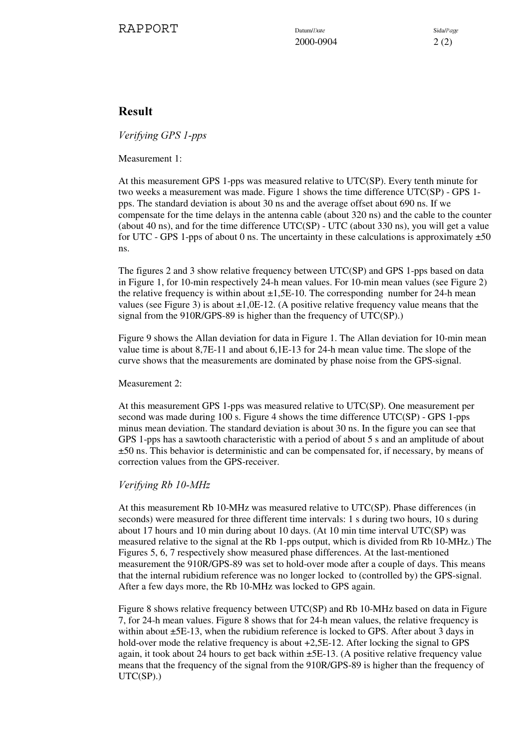## Result

*Verifying GPS 1-pps*

Measurement 1:

At this measurement GPS 1-pps was measured relative to UTC(SP). Every tenth minute for two weeks a measurement was made. Figure 1 shows the time difference UTC(SP) - GPS 1-pps. The standard deviation is about 30 ns and the average offset about 690 ns. If we compensate for the time delays in the antenna cable (about 320 ns) and the cable to the counter (about 40 ns), and for the time difference UTC(SP) - UTC (about 330 ns), you will get a value for UTC - GPS 1-pps of about 0 ns. The uncertainty in these calculations is approximately ±50 ns.

The figures 2 and 3 show relative frequency between UTC(SP) and GPS 1-pps based on data in Figure 1, for 10-min respectively 24-h mean values. For 10-min mean values (see Figure 2) the relative frequency is within about ±1,5E-10. The corresponding number for 24-h mean values (see Figure 3) is about ±1,0E-12. (A positive relative frequency value means that the signal from the 910R/GPS-89 is higher than the frequency of UTC(SP).)

Figure 9 shows the Allan deviation for data in Figure 1. The Allan deviation for 10-min mean value time is about 8,7E-11 and about 6,1E-13 for 24-h mean value time. The slope of the curve shows that the measurements are dominated by phase noise from the GPS-signal.

Measurement 2:

At this measurement GPS 1-pps was measured relative to UTC(SP). One measurement per second was made during 100 s. Figure 4 shows the time difference UTC(SP) - GPS 1-pps minus mean deviation. The standard deviation is about 30 ns. In the figure you can see that GPS 1-pps has a sawtooth characteristic with a period of about 5 s and an amplitude of about ±50 ns. This behavior is deterministic and can be compensated for, if necessary, by means of correction values from the GPS-receiver.

*Verifying Rb 10-MHz*

At this measurement Rb 10-MHz was measured relative to UTC(SP). Phase differences (in seconds) were measured for three different time intervals: 1 s during two hours, 10 s during about 17 hours and 10 min during about 10 days. (At 10 min time interval UTC(SP) was measured relative to the signal at the Rb 1-pps output, which is divided from Rb 10-MHz.) The Figures 5, 6, 7 respectively show measured phase differences. At the last-mentioned measurement the 910R/GPS-89 was set to hold-over mode after a couple of days. This means that the internal rubidium reference was no longer locked to (controlled by) the GPS-signal. After a few days more, the Rb 10-MHz was locked to GPS again.

Figure 8 shows relative frequency between UTC(SP) and Rb 10-MHz based on data in Figure 7, for 24-h mean values. Figure 8 shows that for 24-h mean values, the relative frequency is within about ±5E-13, when the rubidium reference is locked to GPS. After about 3 days in hold-over mode the relative frequency is about +2,5E-12. After locking the signal to GPS again, it took about 24 hours to get back within ±5E-13. (A positive relative frequency value means that the frequency of the signal from the 910R/GPS-89 is higher than the frequency of UTC(SP).)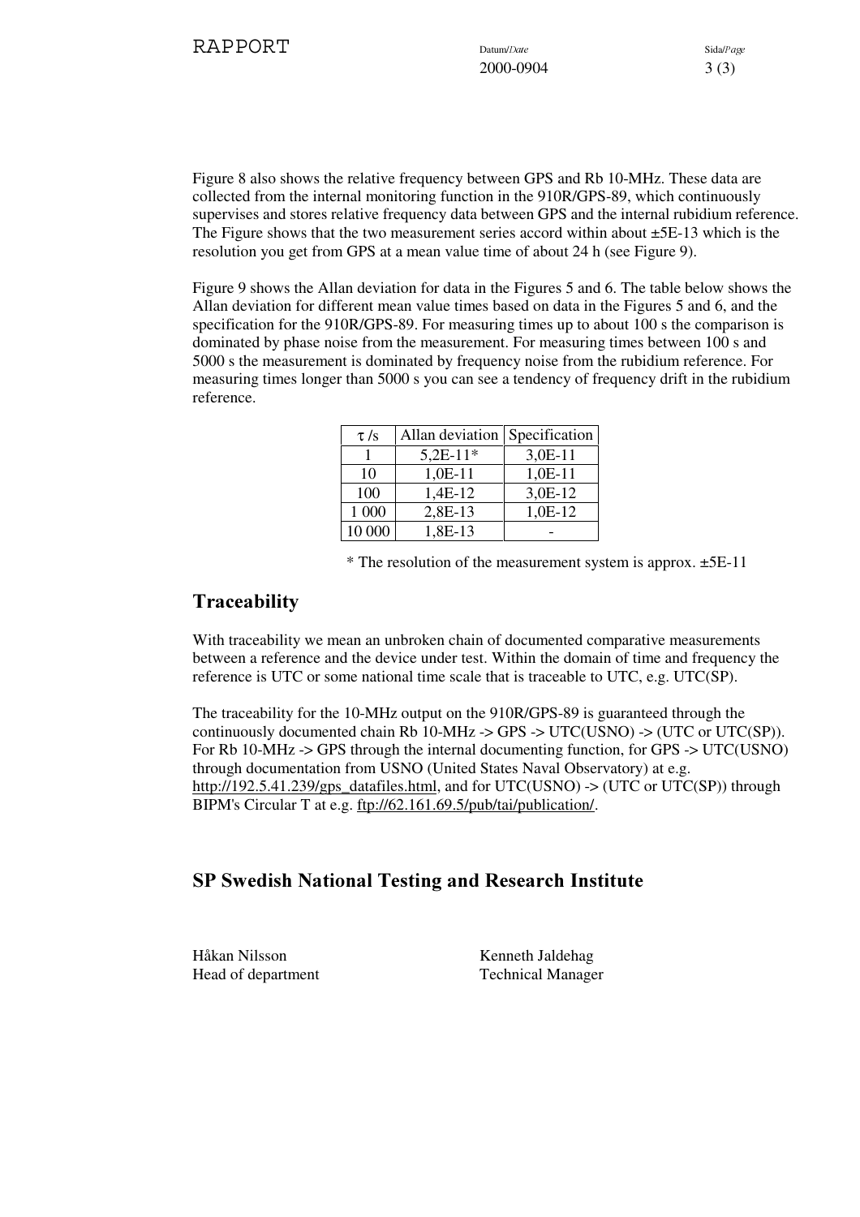Figure 8 also shows the relative frequency between GPS and Rb 10-MHz. These data are collected from the internal monitoring function in the 910R/GPS-89, which continuously supervises and stores relative frequency data between GPS and the internal rubidium reference. The Figure shows that the two measurement series accord within about ±5E-13 which is the resolution you get from GPS at a mean value time of about 24 h (see Figure 9).

Figure 9 shows the Allan deviation for data in the Figures 5 and 6. The table below shows the Allan deviation for different mean value times based on data in the Figures 5 and 6, and the specification for the 910R/GPS-89. For measuring times up to about 100 s the comparison is dominated by phase noise from the measurement. For measuring times between 100 s and 5000 s the measurement is dominated by frequency noise from the rubidium reference. For measuring times longer than 5000 s you can see a tendency of frequency drift in the rubidium reference.

| $\tau$ /s | Allan deviation | Specification |
|---|---|---|
| 1 | 5,2E-11* | 3,0E-11 |
| 10 | 1,0E-11 | 1,0E-11 |
| 100 | 1,4E-12 | 3,0E-12 |
| 1 000 | 2,8E-13 | 1,0E-12 |
| 10 000 | 1,8E-13 | - |

\* The resolution of the measurement system is approx. ±5E-11

## Traceability

With traceability we mean an unbroken chain of documented comparative measurements between a reference and the device under test. Within the domain of time and frequency the reference is UTC or some national time scale that is traceable to UTC, e.g. UTC(SP).

The traceability for the 10-MHz output on the 910R/GPS-89 is guaranteed through the continuously documented chain Rb 10-MHz -> GPS -> UTC(USNO) -> (UTC or UTC(SP)). For Rb 10-MHz -> GPS through the internal documenting function, for GPS -> UTC(USNO) through documentation from USNO (United States Naval Observatory) at e.g. http://192.5.41.239/gps_datafiles.html, and for UTC(USNO) -> (UTC or UTC(SP)) through BIPM's Circular T at e.g. ftp://62.161.69.5/pub/tai/publication/.

## SP Swedish National Testing and Research Institute

Håkan Nilsson
Head of department

Kenneth Jaldehag
Technical Manager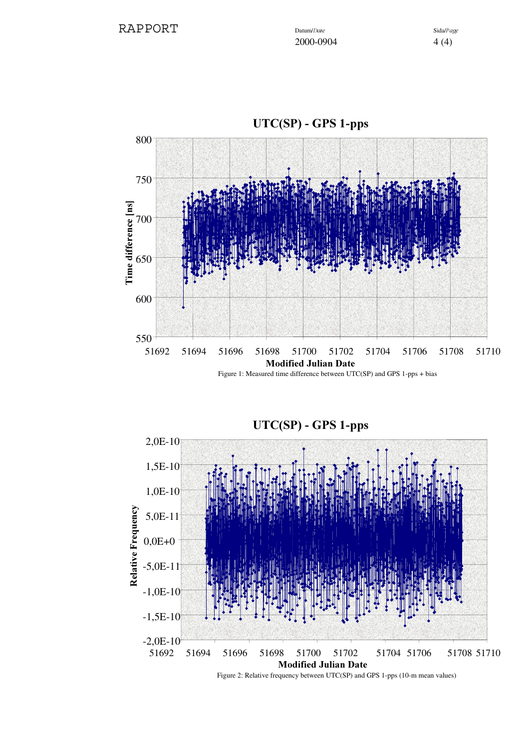Figure 1: Measured time difference between UTC(SP) and GPS 1-pps + bias

Figure 2: Relative frequency between UTC(SP) and GPS 1-pps (10-m mean values)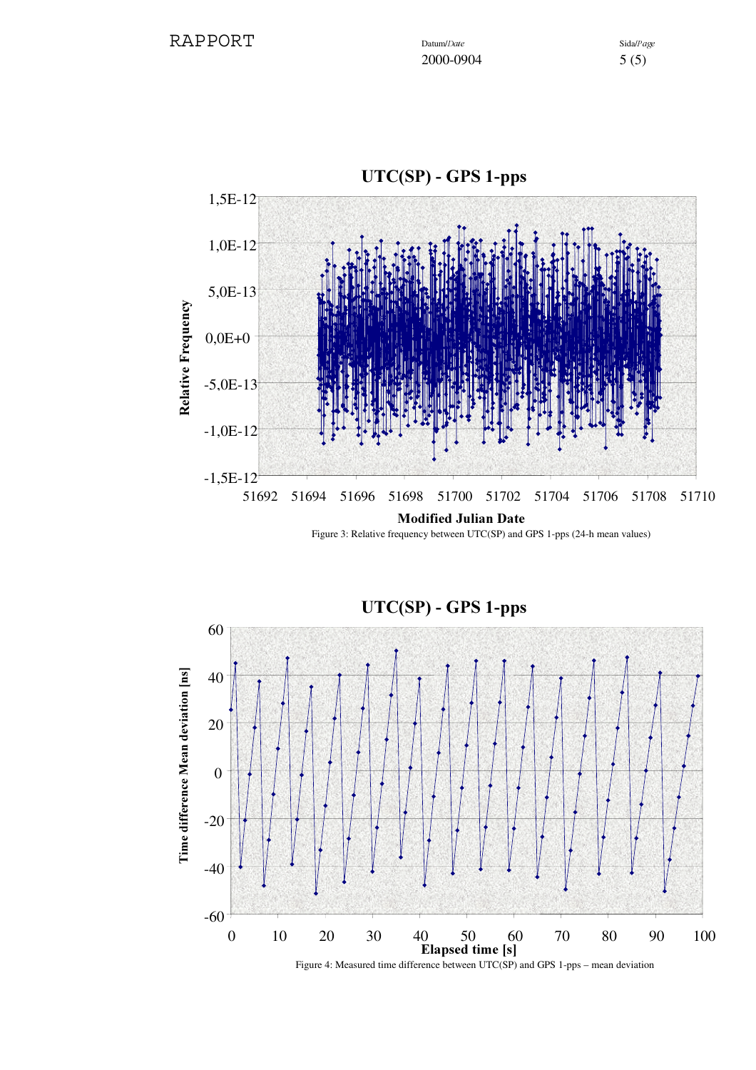**UTC(SP) - GPS 1-pps**

Figure 3: Relative frequency between UTC(SP) and GPS 1-pps (24-h mean values)

**UTC(SP) - GPS 1-pps**

Figure 4: Measured time difference between UTC(SP) and GPS 1-pps – mean deviation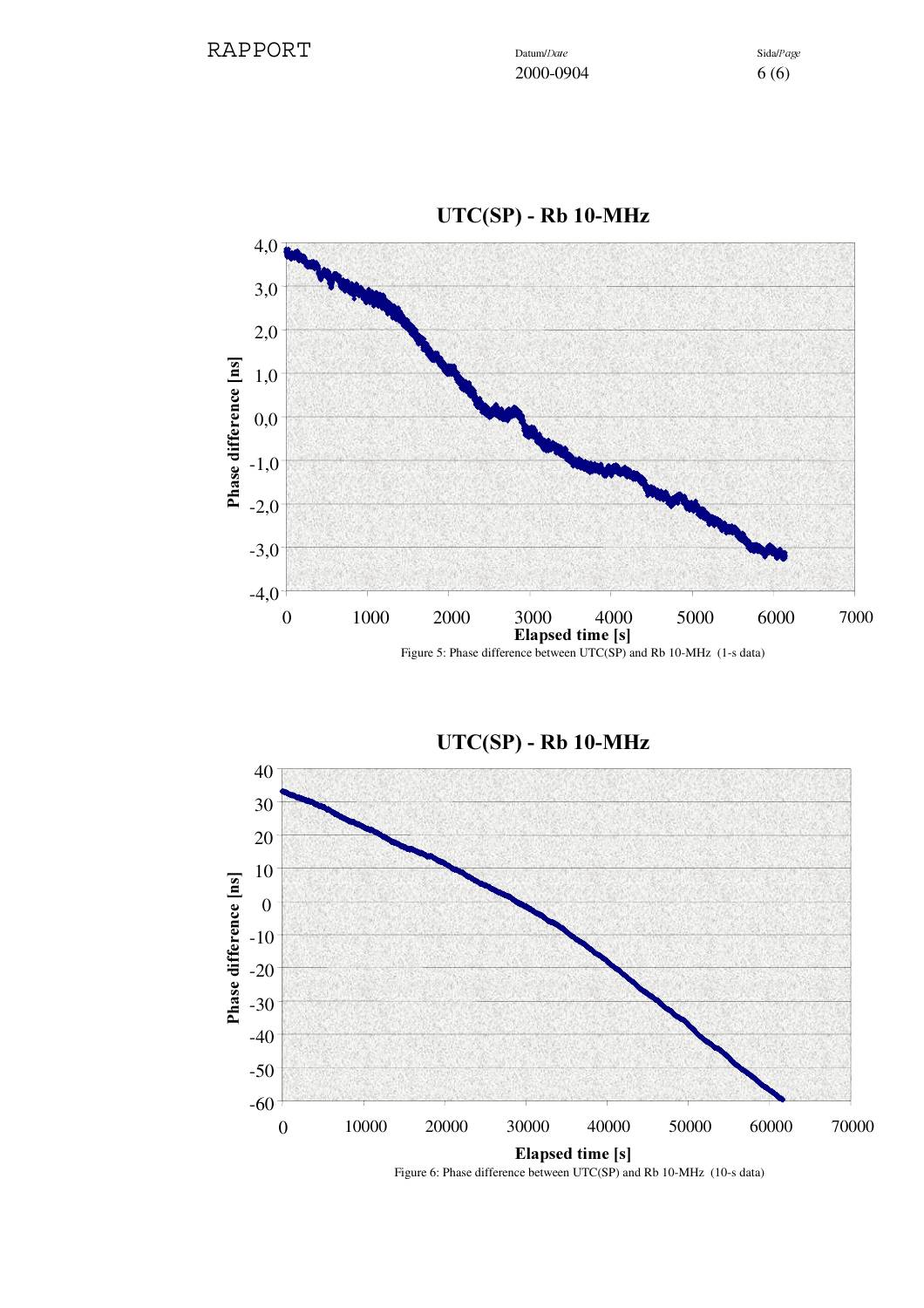Figure 5: Phase difference between UTC(SP) and Rb 10-MHz (1-s data)

Figure 6: Phase difference between UTC(SP) and Rb 10-MHz (10-s data)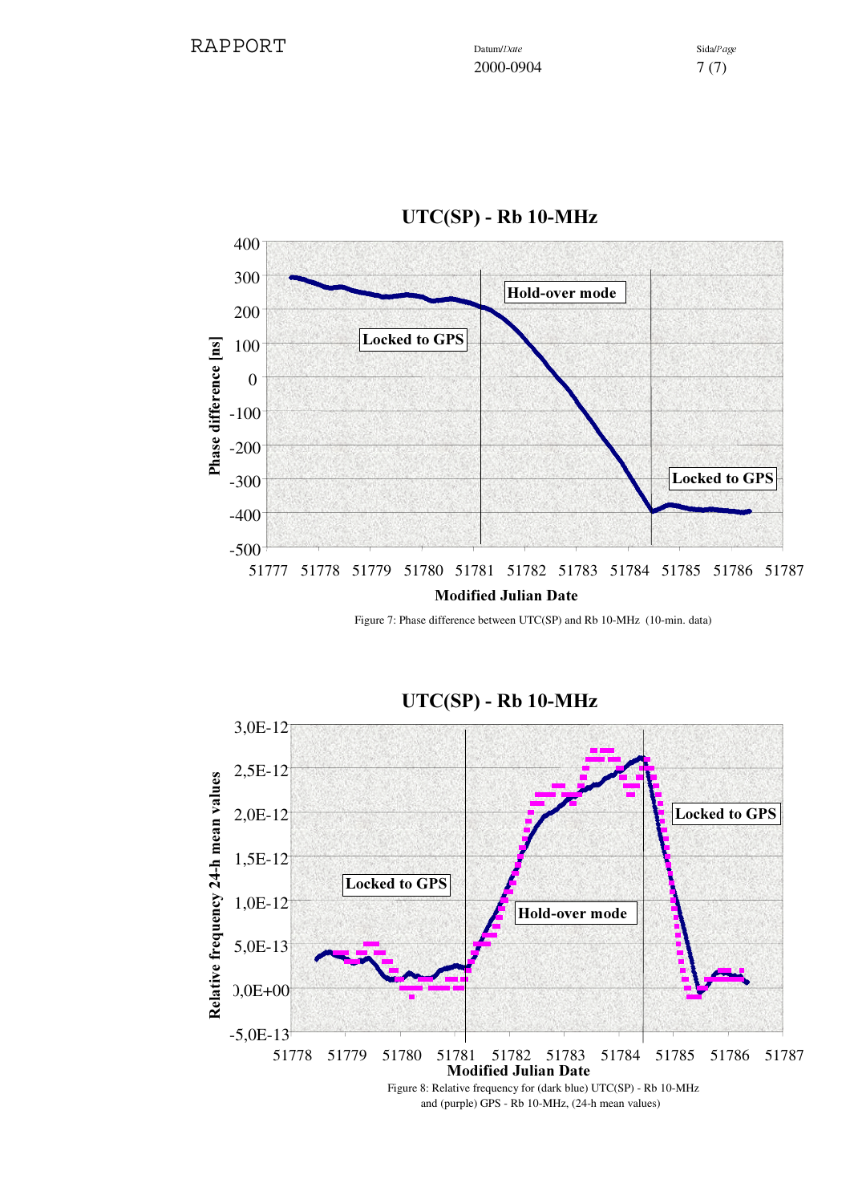Figure 7: Phase difference between UTC(SP) and Rb 10-MHz (10-min. data)

Figure 8: Relative frequency for (dark blue) UTC(SP) - Rb 10-MHz and (purple) GPS - Rb 10-MHz, (24-h mean values)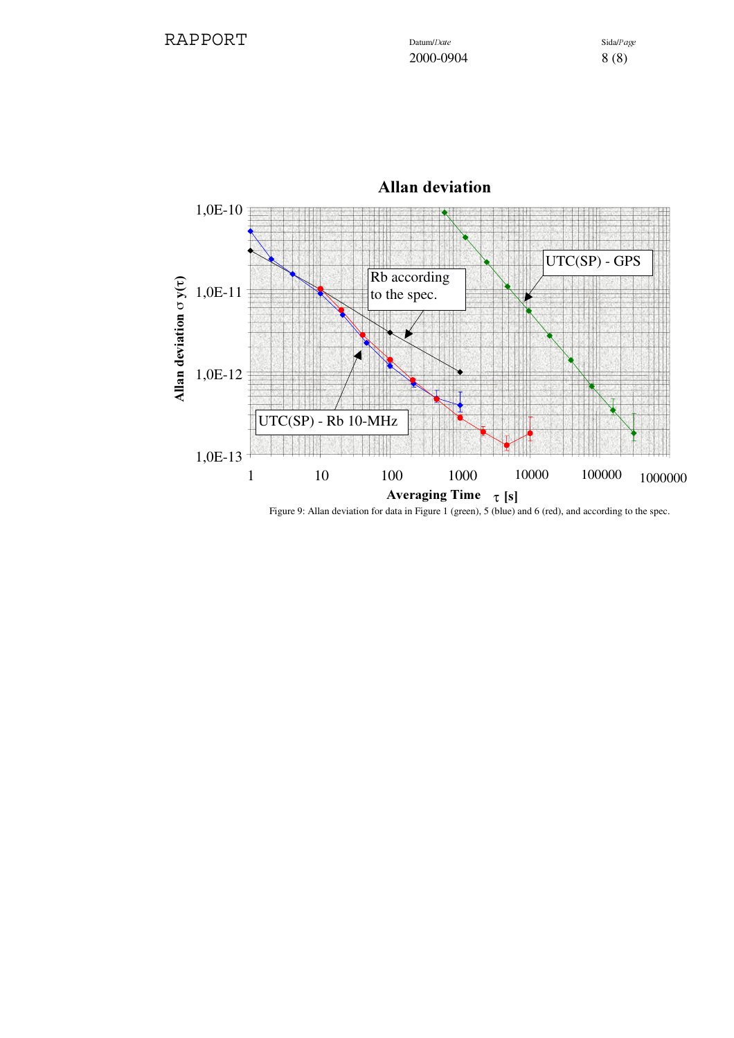Allan deviation

1,0E-10

1,0E-11

1,0E-12

1,0E-13

Allan deviation σ y(τ)

1

10

100

1000

10000

100000

1000000

Averaging Time τ [s]

UTC(SP) - GPS

Rb according to the spec.

UTC(SP) - Rb 10-MHz

Figure 9: Allan deviation for data in Figure 1 (green), 5 (blue) and 6 (red), and according to the spec.